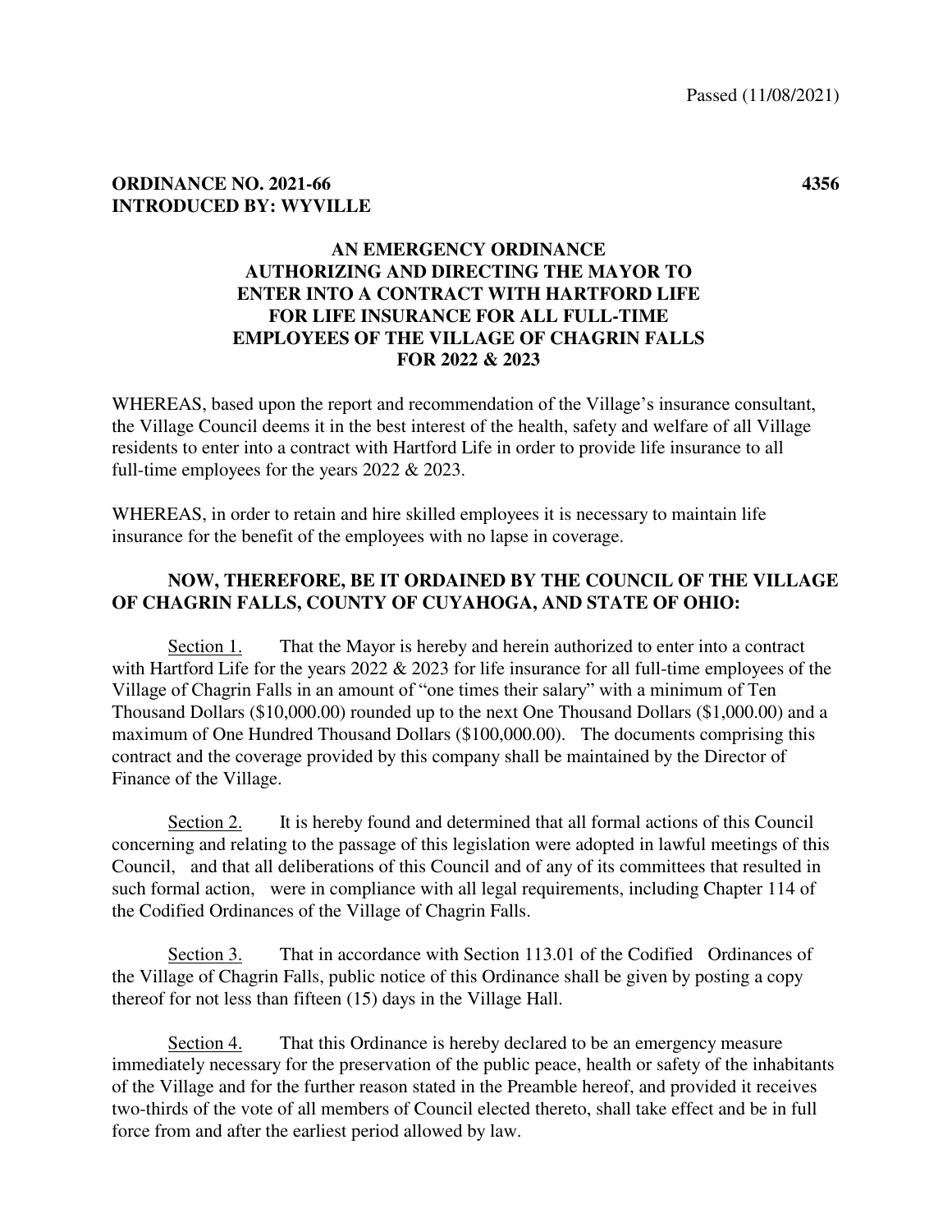Passed (11/08/2021)

**ORDINANCE NO. 2021-66** **4356**
**INTRODUCED BY: WYVILLE**

**AN EMERGENCY ORDINANCE AUTHORIZING AND DIRECTING THE MAYOR TO ENTER INTO A CONTRACT WITH HARTFORD LIFE FOR LIFE INSURANCE FOR ALL FULL-TIME EMPLOYEES OF THE VILLAGE OF CHAGRIN FALLS FOR 2022 & 2023**

WHEREAS, based upon the report and recommendation of the Village's insurance consultant, the Village Council deems it in the best interest of the health, safety and welfare of all Village residents to enter into a contract with Hartford Life in order to provide life insurance to all full-time employees for the years 2022 & 2023.

WHEREAS, in order to retain and hire skilled employees it is necessary to maintain life insurance for the benefit of the employees with no lapse in coverage.

**NOW, THEREFORE, BE IT ORDAINED BY THE COUNCIL OF THE VILLAGE OF CHAGRIN FALLS, COUNTY OF CUYAHOGA, AND STATE OF OHIO:**

Section 1. That the Mayor is hereby and herein authorized to enter into a contract with Hartford Life for the years 2022 & 2023 for life insurance for all full-time employees of the Village of Chagrin Falls in an amount of "one times their salary" with a minimum of Ten Thousand Dollars ($10,000.00) rounded up to the next One Thousand Dollars ($1,000.00) and a maximum of One Hundred Thousand Dollars ($100,000.00). The documents comprising this contract and the coverage provided by this company shall be maintained by the Director of Finance of the Village.

Section 2. It is hereby found and determined that all formal actions of this Council concerning and relating to the passage of this legislation were adopted in lawful meetings of this Council, and that all deliberations of this Council and of any of its committees that resulted in such formal action, were in compliance with all legal requirements, including Chapter 114 of the Codified Ordinances of the Village of Chagrin Falls.

Section 3. That in accordance with Section 113.01 of the Codified Ordinances of the Village of Chagrin Falls, public notice of this Ordinance shall be given by posting a copy thereof for not less than fifteen (15) days in the Village Hall.

Section 4. That this Ordinance is hereby declared to be an emergency measure immediately necessary for the preservation of the public peace, health or safety of the inhabitants of the Village and for the further reason stated in the Preamble hereof, and provided it receives two-thirds of the vote of all members of Council elected thereto, shall take effect and be in full force from and after the earliest period allowed by law.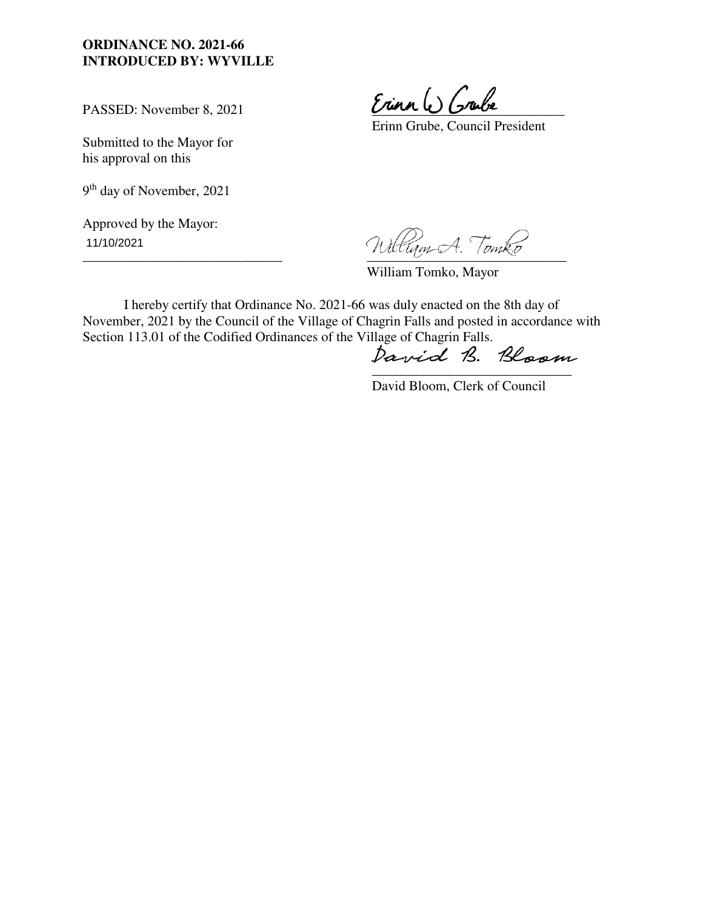**ORDINANCE NO. 2021-66**
**INTRODUCED BY: WYVILLE**

PASSED: November 8, 2021

Erinn W Grube

\_\_\_\_\_\_\_\_\_\_\_\_\_\_\_\_\_\_\_\_\_\_\_\_\_\_\_\_\_\_

Erinn Grube, Council President

Submitted to the Mayor for his approval on this

9th day of November, 2021

Approved by the Mayor:

11/10/2021

\_\_\_\_\_\_\_\_\_\_\_\_\_\_\_\_\_\_\_\_\_\_\_\_\_\_\_\_\_\_

William A. Tomko

\_\_\_\_\_\_\_\_\_\_\_\_\_\_\_\_\_\_\_\_\_\_\_\_\_\_\_\_\_\_

William Tomko, Mayor

I hereby certify that Ordinance No. 2021-66 was duly enacted on the 8th day of November, 2021 by the Council of the Village of Chagrin Falls and posted in accordance with Section 113.01 of the Codified Ordinances of the Village of Chagrin Falls.

David B. Bloom

\_\_\_\_\_\_\_\_\_\_\_\_\_\_\_\_\_\_\_\_\_\_\_\_\_\_\_\_\_\_

David Bloom, Clerk of Council